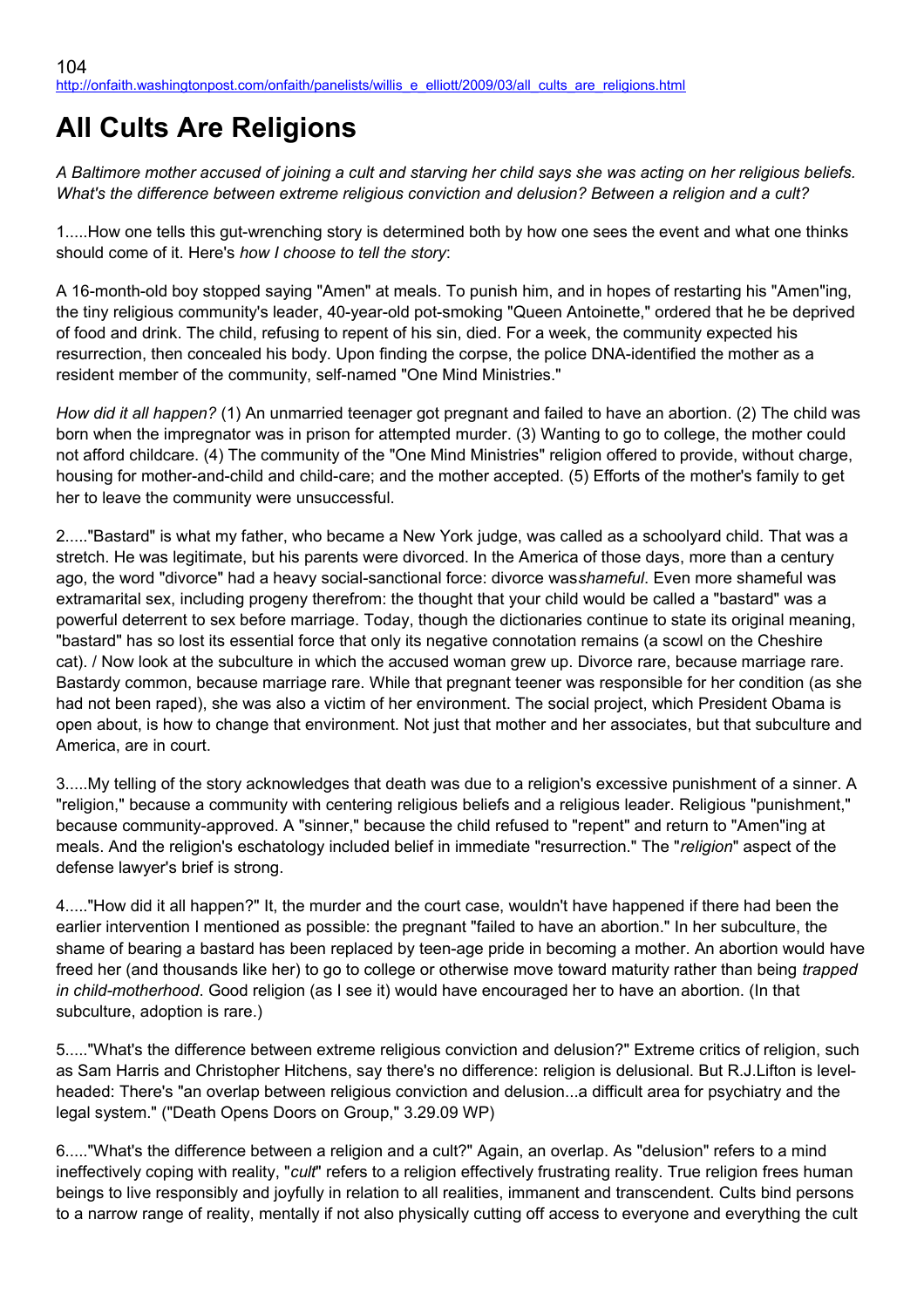http://onfaith.washingtonpost.com/onfaith/panelists/willis_e_elliott/2009/03/all_cults_are_religions.html

# All Cults Are Religions

*A Baltimore mother accused of joining a cult and starving her child says she was acting on her religious beliefs. What's the difference between extreme religious conviction and delusion? Between a religion and a cult?*

1.....How one tells this gut-wrenching story is determined both by how one sees the event and what one thinks should come of it. Here's *how I choose to tell the story*:

A 16-month-old boy stopped saying "Amen" at meals. To punish him, and in hopes of restarting his "Amen"ing, the tiny religious community's leader, 40-year-old pot-smoking "Queen Antoinette," ordered that he be deprived of food and drink. The child, refusing to repent of his sin, died. For a week, the community expected his resurrection, then concealed his body. Upon finding the corpse, the police DNA-identified the mother as a resident member of the community, self-named "One Mind Ministries."

*How did it all happen?* (1) An unmarried teenager got pregnant and failed to have an abortion. (2) The child was born when the impregnator was in prison for attempted murder. (3) Wanting to go to college, the mother could not afford childcare. (4) The community of the "One Mind Ministries" religion offered to provide, without charge, housing for mother-and-child and child-care; and the mother accepted. (5) Efforts of the mother's family to get her to leave the community were unsuccessful.

2....."Bastard" is what my father, who became a New York judge, was called as a schoolyard child. That was a stretch. He was legitimate, but his parents were divorced. In the America of those days, more than a century ago, the word "divorce" had a heavy social-sanctional force: divorce was*shameful*. Even more shameful was extramarital sex, including progeny therefrom: the thought that your child would be called a "bastard" was a powerful deterrent to sex before marriage. Today, though the dictionaries continue to state its original meaning, "bastard" has so lost its essential force that only its negative connotation remains (a scowl on the Cheshire cat). / Now look at the subculture in which the accused woman grew up. Divorce rare, because marriage rare. Bastardy common, because marriage rare. While that pregnant teener was responsible for her condition (as she had not been raped), she was also a victim of her environment. The social project, which President Obama is open about, is how to change that environment. Not just that mother and her associates, but that subculture and America, are in court.

3.....My telling of the story acknowledges that death was due to a religion's excessive punishment of a sinner. A "religion," because a community with centering religious beliefs and a religious leader. Religious "punishment," because community-approved. A "sinner," because the child refused to "repent" and return to "Amen"ing at meals. And the religion's eschatology included belief in immediate "resurrection." The "*religion*" aspect of the defense lawyer's brief is strong.

4....."How did it all happen?" It, the murder and the court case, wouldn't have happened if there had been the earlier intervention I mentioned as possible: the pregnant "failed to have an abortion." In her subculture, the shame of bearing a bastard has been replaced by teen-age pride in becoming a mother. An abortion would have freed her (and thousands like her) to go to college or otherwise move toward maturity rather than being *trapped in child-motherhood*. Good religion (as I see it) would have encouraged her to have an abortion. (In that subculture, adoption is rare.)

5....."What's the difference between extreme religious conviction and delusion?" Extreme critics of religion, such as Sam Harris and Christopher Hitchens, say there's no difference: religion is delusional. But R.J.Lifton is level-headed: There's "an overlap between religious conviction and delusion...a difficult area for psychiatry and the legal system." ("Death Opens Doors on Group," 3.29.09 WP)

6....."What's the difference between a religion and a cult?" Again, an overlap. As "delusion" refers to a mind ineffectively coping with reality, "*cult*" refers to a religion effectively frustrating reality. True religion frees human beings to live responsibly and joyfully in relation to all realities, immanent and transcendent. Cults bind persons to a narrow range of reality, mentally if not also physically cutting off access to everyone and everything the cult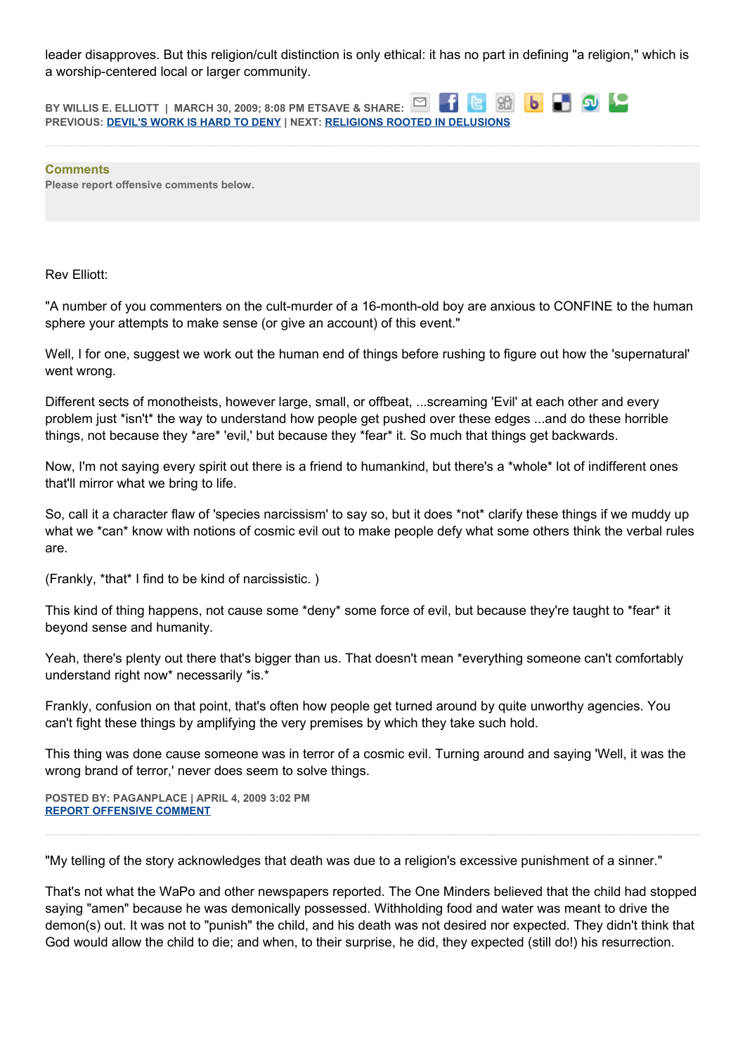leader disapproves. But this religion/cult distinction is only ethical: it has no part in defining "a religion," which is a worship-centered local or larger community.

BY WILLIS E. ELLIOTT | MARCH 30, 2009; 8:08 PM ETSAVE & SHARE:
PREVIOUS: DEVIL'S WORK IS HARD TO DENY | NEXT: RELIGIONS ROOTED IN DELUSIONS

**Comments**
Please report offensive comments below.

Rev Elliott:

"A number of you commenters on the cult-murder of a 16-month-old boy are anxious to CONFINE to the human sphere your attempts to make sense (or give an account) of this event."

Well, I for one, suggest we work out the human end of things before rushing to figure out how the 'supernatural' went wrong.

Different sects of monotheists, however large, small, or offbeat, ...screaming 'Evil' at each other and every problem just *isn't* the way to understand how people get pushed over these edges ...and do these horrible things, not because they *are* 'evil,' but because they *fear* it. So much that things get backwards.

Now, I'm not saying every spirit out there is a friend to humankind, but there's a *whole* lot of indifferent ones that'll mirror what we bring to life.

So, call it a character flaw of 'species narcissism' to say so, but it does *not* clarify these things if we muddy up what we *can* know with notions of cosmic evil out to make people defy what some others think the verbal rules are.

(Frankly, *that* I find to be kind of narcissistic. )

This kind of thing happens, not cause some *deny* some force of evil, but because they're taught to *fear* it beyond sense and humanity.

Yeah, there's plenty out there that's bigger than us. That doesn't mean *everything someone can't comfortably understand right now* necessarily *is.*

Frankly, confusion on that point, that's often how people get turned around by quite unworthy agencies. You can't fight these things by amplifying the very premises by which they take such hold.

This thing was done cause someone was in terror of a cosmic evil. Turning around and saying 'Well, it was the wrong brand of terror,' never does seem to solve things.

POSTED BY: PAGANPLACE | APRIL 4, 2009 3:02 PM
REPORT OFFENSIVE COMMENT

---

"My telling of the story acknowledges that death was due to a religion's excessive punishment of a sinner."

That's not what the WaPo and other newspapers reported. The One Minders believed that the child had stopped saying "amen" because he was demonically possessed. Withholding food and water was meant to drive the demon(s) out. It was not to "punish" the child, and his death was not desired nor expected. They didn't think that God would allow the child to die; and when, to their surprise, he did, they expected (still do!) his resurrection.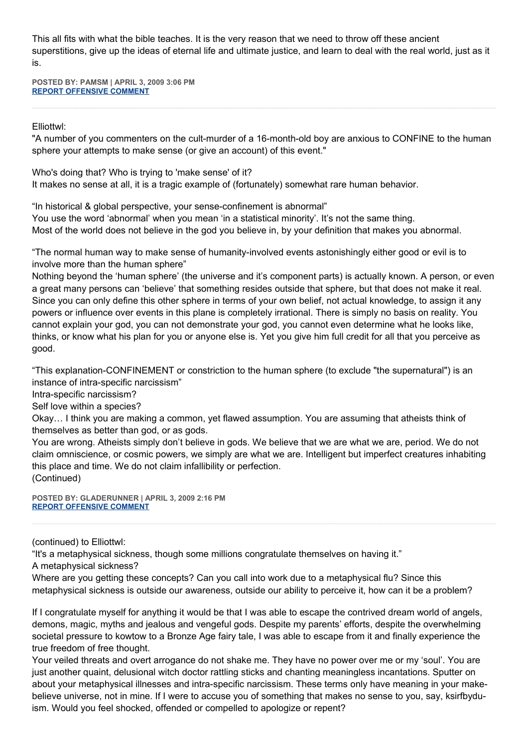This all fits with what the bible teaches. It is the very reason that we need to throw off these ancient superstitions, give up the ideas of eternal life and ultimate justice, and learn to deal with the real world, just as it is.

**POSTED BY: PAMSM | APRIL 3, 2009 3:06 PM**
**REPORT OFFENSIVE COMMENT**

---

Elliottwl:
"A number of you commenters on the cult-murder of a 16-month-old boy are anxious to CONFINE to the human sphere your attempts to make sense (or give an account) of this event."

Who's doing that? Who is trying to 'make sense' of it?
It makes no sense at all, it is a tragic example of (fortunately) somewhat rare human behavior.

“In historical & global perspective, your sense-confinement is abnormal”
You use the word ‘abnormal’ when you mean ‘in a statistical minority’. It’s not the same thing.
Most of the world does not believe in the god you believe in, by your definition that makes you abnormal.

“The normal human way to make sense of humanity-involved events astonishingly either good or evil is to involve more than the human sphere”
Nothing beyond the ‘human sphere’ (the universe and it’s component parts) is actually known. A person, or even a great many persons can ‘believe’ that something resides outside that sphere, but that does not make it real. Since you can only define this other sphere in terms of your own belief, not actual knowledge, to assign it any powers or influence over events in this plane is completely irrational. There is simply no basis on reality. You cannot explain your god, you can not demonstrate your god, you cannot even determine what he looks like, thinks, or know what his plan for you or anyone else is. Yet you give him full credit for all that you perceive as good.

“This explanation-CONFINEMENT or constriction to the human sphere (to exclude "the supernatural") is an instance of intra-specific narcissism”
Intra-specific narcissism?
Self love within a species?
Okay… I think you are making a common, yet flawed assumption. You are assuming that atheists think of themselves as better than god, or as gods.
You are wrong. Atheists simply don’t believe in gods. We believe that we are what we are, period. We do not claim omniscience, or cosmic powers, we simply are what we are. Intelligent but imperfect creatures inhabiting this place and time. We do not claim infallibility or perfection.
(Continued)

**POSTED BY: GLADERUNNER | APRIL 3, 2009 2:16 PM**
**REPORT OFFENSIVE COMMENT**

---

(continued) to Elliottwl:
“It's a metaphysical sickness, though some millions congratulate themselves on having it.”
A metaphysical sickness?
Where are you getting these concepts? Can you call into work due to a metaphysical flu? Since this metaphysical sickness is outside our awareness, outside our ability to perceive it, how can it be a problem?

If I congratulate myself for anything it would be that I was able to escape the contrived dream world of angels, demons, magic, myths and jealous and vengeful gods. Despite my parents’ efforts, despite the overwhelming societal pressure to kowtow to a Bronze Age fairy tale, I was able to escape from it and finally experience the true freedom of free thought.
Your veiled threats and overt arrogance do not shake me. They have no power over me or my ‘soul’. You are just another quaint, delusional witch doctor rattling sticks and chanting meaningless incantations. Sputter on about your metaphysical illnesses and intra-specific narcissism. These terms only have meaning in your make-believe universe, not in mine. If I were to accuse you of something that makes no sense to you, say, ksirfbydu-ism. Would you feel shocked, offended or compelled to apologize or repent?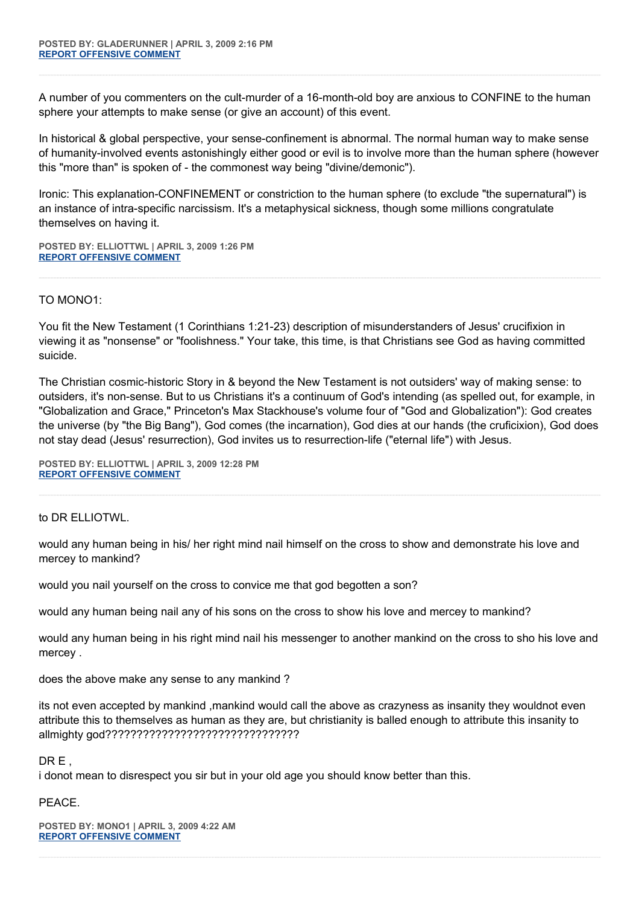**POSTED BY: GLADERUNNER | APRIL 3, 2009 2:16 PM**
**REPORT OFFENSIVE COMMENT**

---

A number of you commenters on the cult-murder of a 16-month-old boy are anxious to CONFINE to the human sphere your attempts to make sense (or give an account) of this event.

In historical & global perspective, your sense-confinement is abnormal. The normal human way to make sense of humanity-involved events astonishingly either good or evil is to involve more than the human sphere (however this "more than" is spoken of - the commonest way being "divine/demonic").

Ironic: This explanation-CONFINEMENT or constriction to the human sphere (to exclude "the supernatural") is an instance of intra-specific narcissism. It's a metaphysical sickness, though some millions congratulate themselves on having it.

**POSTED BY: ELLIOTTWL | APRIL 3, 2009 1:26 PM**
**REPORT OFFENSIVE COMMENT**

---

TO MONO1:

You fit the New Testament (1 Corinthians 1:21-23) description of misunderstanders of Jesus' crucifixion in viewing it as "nonsense" or "foolishness." Your take, this time, is that Christians see God as having committed suicide.

The Christian cosmic-historic Story in & beyond the New Testament is not outsiders' way of making sense: to outsiders, it's non-sense. But to us Christians it's a continuum of God's intending (as spelled out, for example, in "Globalization and Grace," Princeton's Max Stackhouse's volume four of "God and Globalization"): God creates the universe (by "the Big Bang"), God comes (the incarnation), God dies at our hands (the cruficixion), God does not stay dead (Jesus' resurrection), God invites us to resurrection-life ("eternal life") with Jesus.

**POSTED BY: ELLIOTTWL | APRIL 3, 2009 12:28 PM**
**REPORT OFFENSIVE COMMENT**

---

to DR ELLIOTWL.

would any human being in his/ her right mind nail himself on the cross to show and demonstrate his love and mercey to mankind?

would you nail yourself on the cross to convice me that god begotten a son?

would any human being nail any of his sons on the cross to show his love and mercey to mankind?

would any human being in his right mind nail his messenger to another mankind on the cross to sho his love and mercey .

does the above make any sense to any mankind ?

its not even accepted by mankind ,mankind would call the above as crazyness as insanity they wouldnot even attribute this to themselves as human as they are, but christianity is balled enough to attribute this insanity to allmighty god??????????????????????????????

DR E ,
i donot mean to disrespect you sir but in your old age you should know better than this.

PEACE.

**POSTED BY: MONO1 | APRIL 3, 2009 4:22 AM**
**REPORT OFFENSIVE COMMENT**

---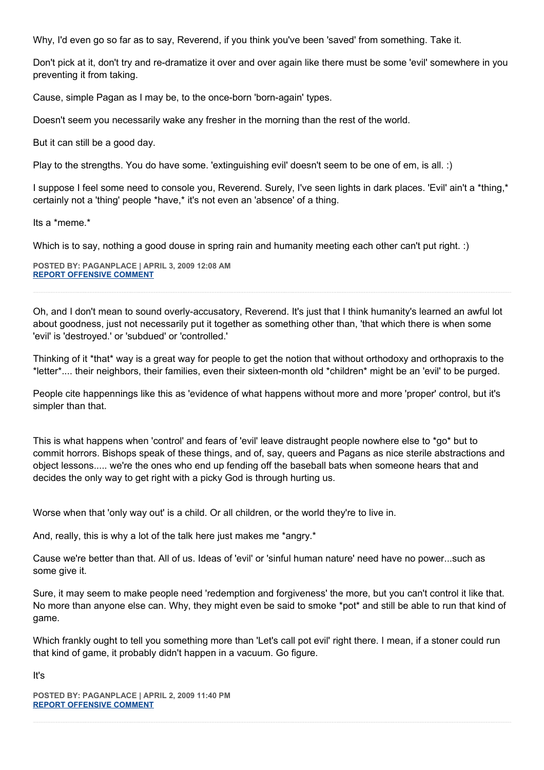Why, I'd even go so far as to say, Reverend, if you think you've been 'saved' from something. Take it.

Don't pick at it, don't try and re-dramatize it over and over again like there must be some 'evil' somewhere in you preventing it from taking.

Cause, simple Pagan as I may be, to the once-born 'born-again' types.

Doesn't seem you necessarily wake any fresher in the morning than the rest of the world.

But it can still be a good day.

Play to the strengths. You do have some. 'extinguishing evil' doesn't seem to be one of em, is all. :)

I suppose I feel some need to console you, Reverend. Surely, I've seen lights in dark places. 'Evil' ain't a *thing,* certainly not a 'thing' people *have,* it's not even an 'absence' of a thing.

Its a *meme.*

Which is to say, nothing a good douse in spring rain and humanity meeting each other can't put right. :)

**POSTED BY: PAGANPLACE | APRIL 3, 2009 12:08 AM**
**REPORT OFFENSIVE COMMENT**

---

Oh, and I don't mean to sound overly-accusatory, Reverend. It's just that I think humanity's learned an awful lot about goodness, just not necessarily put it together as something other than, 'that which there is when some 'evil' is 'destroyed.' or 'subdued' or 'controlled.'

Thinking of it *that* way is a great way for people to get the notion that without orthodoxy and orthopraxis to the *letter*.... their neighbors, their families, even their sixteen-month old *children* might be an 'evil' to be purged.

People cite happennings like this as 'evidence of what happens without more and more 'proper' control, but it's simpler than that.

This is what happens when 'control' and fears of 'evil' leave distraught people nowhere else to *go* but to commit horrors. Bishops speak of these things, and of, say, queers and Pagans as nice sterile abstractions and object lessons..... we're the ones who end up fending off the baseball bats when someone hears that and decides the only way to get right with a picky God is through hurting us.

Worse when that 'only way out' is a child. Or all children, or the world they're to live in.

And, really, this is why a lot of the talk here just makes me *angry.*

Cause we're better than that. All of us. Ideas of 'evil' or 'sinful human nature' need have no power...such as some give it.

Sure, it may seem to make people need 'redemption and forgiveness' the more, but you can't control it like that. No more than anyone else can. Why, they might even be said to smoke *pot* and still be able to run that kind of game.

Which frankly ought to tell you something more than 'Let's call pot evil' right there. I mean, if a stoner could run that kind of game, it probably didn't happen in a vacuum. Go figure.

It's

**POSTED BY: PAGANPLACE | APRIL 2, 2009 11:40 PM**
**REPORT OFFENSIVE COMMENT**

---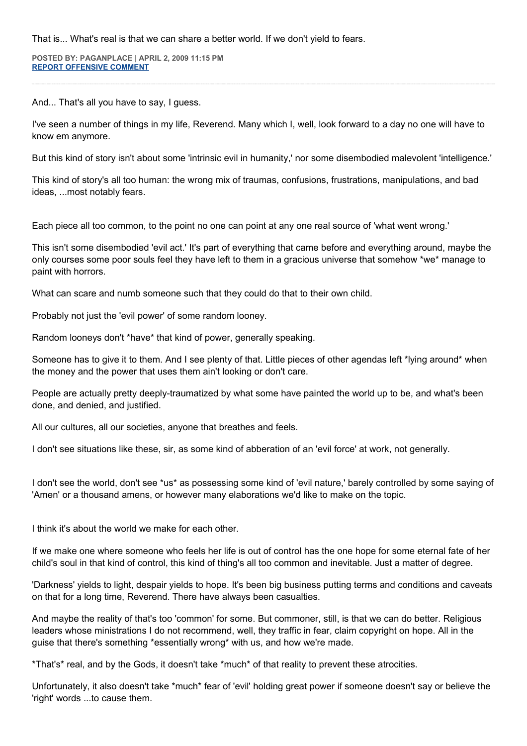That is... What's real is that we can share a better world. If we don't yield to fears.

**POSTED BY: PAGANPLACE | APRIL 2, 2009 11:15 PM**
**REPORT OFFENSIVE COMMENT**

---

And... That's all you have to say, I guess.

I've seen a number of things in my life, Reverend. Many which I, well, look forward to a day no one will have to know em anymore.

But this kind of story isn't about some 'intrinsic evil in humanity,' nor some disembodied malevolent 'intelligence.'

This kind of story's all too human: the wrong mix of traumas, confusions, frustrations, manipulations, and bad ideas, ...most notably fears.

Each piece all too common, to the point no one can point at any one real source of 'what went wrong.'

This isn't some disembodied 'evil act.' It's part of everything that came before and everything around, maybe the only courses some poor souls feel they have left to them in a gracious universe that somehow *we* manage to paint with horrors.

What can scare and numb someone such that they could do that to their own child.

Probably not just the 'evil power' of some random looney.

Random looneys don't *have* that kind of power, generally speaking.

Someone has to give it to them. And I see plenty of that. Little pieces of other agendas left *lying around* when the money and the power that uses them ain't looking or don't care.

People are actually pretty deeply-traumatized by what some have painted the world up to be, and what's been done, and denied, and justified.

All our cultures, all our societies, anyone that breathes and feels.

I don't see situations like these, sir, as some kind of abberation of an 'evil force' at work, not generally.

I don't see the world, don't see *us* as possessing some kind of 'evil nature,' barely controlled by some saying of 'Amen' or a thousand amens, or however many elaborations we'd like to make on the topic.

I think it's about the world we make for each other.

If we make one where someone who feels her life is out of control has the one hope for some eternal fate of her child's soul in that kind of control, this kind of thing's all too common and inevitable. Just a matter of degree.

'Darkness' yields to light, despair yields to hope. It's been big business putting terms and conditions and caveats on that for a long time, Reverend. There have always been casualties.

And maybe the reality of that's too 'common' for some. But commoner, still, is that we can do better. Religious leaders whose ministrations I do not recommend, well, they traffic in fear, claim copyright on hope. All in the guise that there's something *essentially wrong* with us, and how we're made.

*That's* real, and by the Gods, it doesn't take *much* of that reality to prevent these atrocities.

Unfortunately, it also doesn't take *much* fear of 'evil' holding great power if someone doesn't say or believe the 'right' words ...to cause them.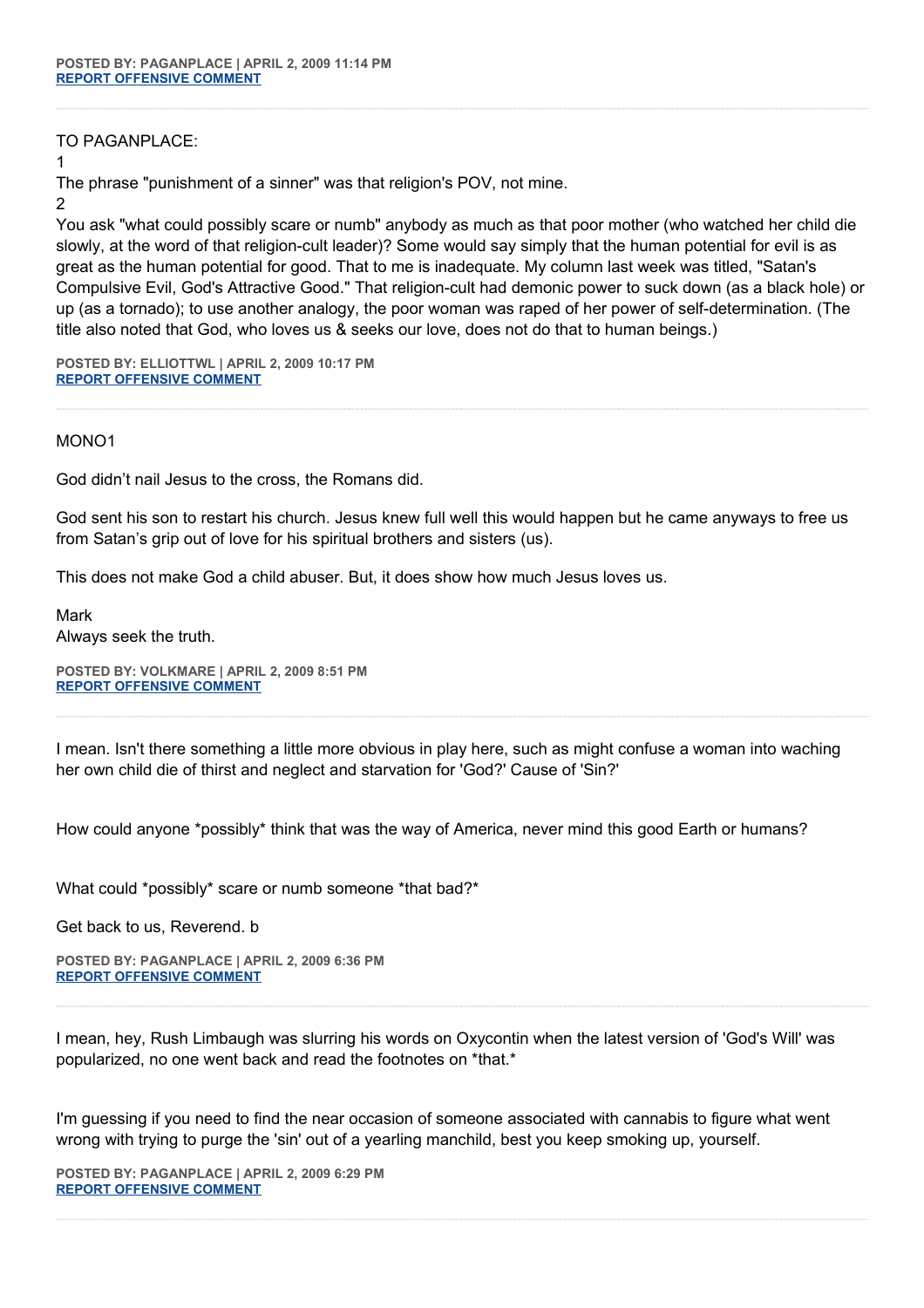**POSTED BY: PAGANPLACE | APRIL 2, 2009 11:14 PM**
**REPORT OFFENSIVE COMMENT**

---

TO PAGANPLACE:

1

The phrase "punishment of a sinner" was that religion's POV, not mine.

2

You ask "what could possibly scare or numb" anybody as much as that poor mother (who watched her child die slowly, at the word of that religion-cult leader)? Some would say simply that the human potential for evil is as great as the human potential for good. That to me is inadequate. My column last week was titled, "Satan's Compulsive Evil, God's Attractive Good." That religion-cult had demonic power to suck down (as a black hole) or up (as a tornado); to use another analogy, the poor woman was raped of her power of self-determination. (The title also noted that God, who loves us & seeks our love, does not do that to human beings.)

**POSTED BY: ELLIOTTWL | APRIL 2, 2009 10:17 PM**
**REPORT OFFENSIVE COMMENT**

---

MONO1

God didn't nail Jesus to the cross, the Romans did.

God sent his son to restart his church. Jesus knew full well this would happen but he came anyways to free us from Satan's grip out of love for his spiritual brothers and sisters (us).

This does not make God a child abuser. But, it does show how much Jesus loves us.

Mark
Always seek the truth.

**POSTED BY: VOLKMARE | APRIL 2, 2009 8:51 PM**
**REPORT OFFENSIVE COMMENT**

---

I mean. Isn't there something a little more obvious in play here, such as might confuse a woman into waching her own child die of thirst and neglect and starvation for 'God?' Cause of 'Sin?'

How could anyone *possibly* think that was the way of America, never mind this good Earth or humans?

What could *possibly* scare or numb someone *that bad?*

Get back to us, Reverend. b

**POSTED BY: PAGANPLACE | APRIL 2, 2009 6:36 PM**
**REPORT OFFENSIVE COMMENT**

---

I mean, hey, Rush Limbaugh was slurring his words on Oxycontin when the latest version of 'God's Will' was popularized, no one went back and read the footnotes on *that.*

I'm guessing if you need to find the near occasion of someone associated with cannabis to figure what went wrong with trying to purge the 'sin' out of a yearling manchild, best you keep smoking up, yourself.

**POSTED BY: PAGANPLACE | APRIL 2, 2009 6:29 PM**
**REPORT OFFENSIVE COMMENT**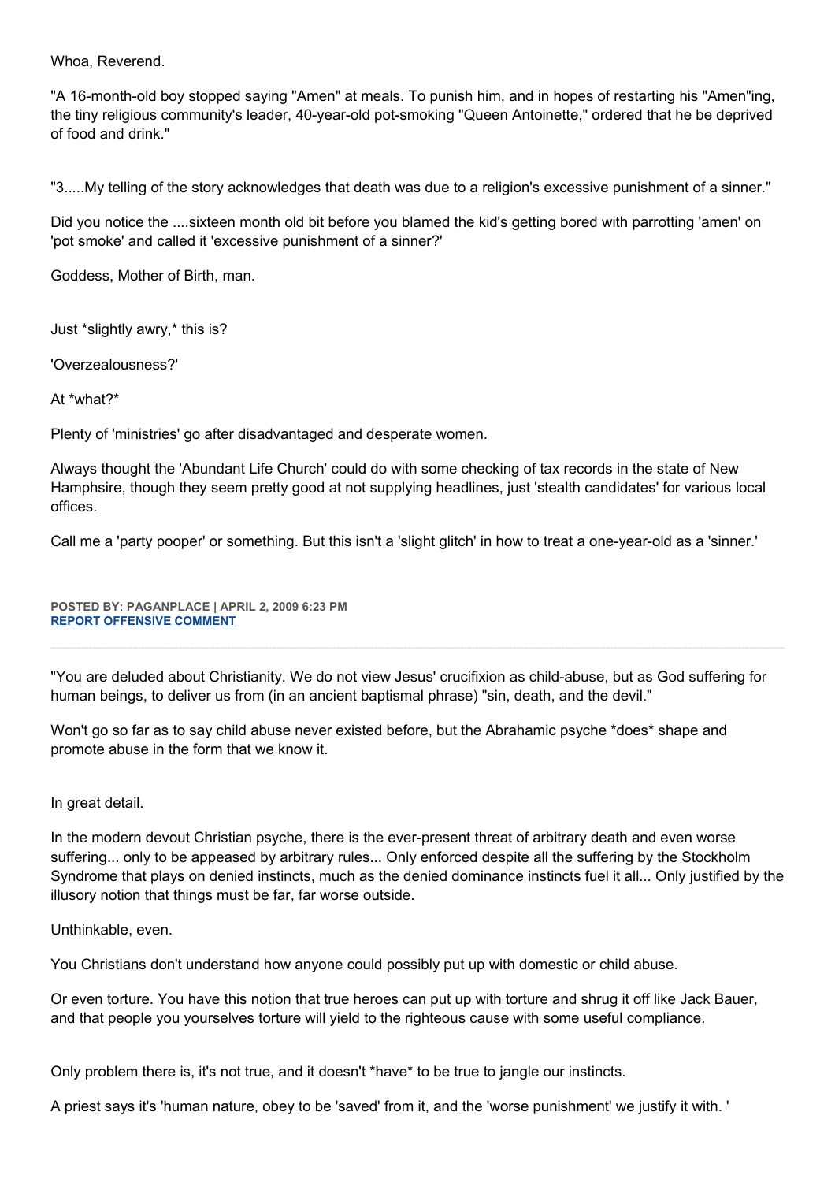Whoa, Reverend.

"A 16-month-old boy stopped saying "Amen" at meals. To punish him, and in hopes of restarting his "Amen"ing, the tiny religious community's leader, 40-year-old pot-smoking "Queen Antoinette," ordered that he be deprived of food and drink."

"3.....My telling of the story acknowledges that death was due to a religion's excessive punishment of a sinner."

Did you notice the ....sixteen month old bit before you blamed the kid's getting bored with parrotting 'amen' on 'pot smoke' and called it 'excessive punishment of a sinner?'

Goddess, Mother of Birth, man.

Just *slightly awry,* this is?

'Overzealousness?'

At *what?*

Plenty of 'ministries' go after disadvantaged and desperate women.

Always thought the 'Abundant Life Church' could do with some checking of tax records in the state of New Hamphsire, though they seem pretty good at not supplying headlines, just 'stealth candidates' for various local offices.

Call me a 'party pooper' or something. But this isn't a 'slight glitch' in how to treat a one-year-old as a 'sinner.'

**POSTED BY: PAGANPLACE | APRIL 2, 2009 6:23 PM**
**REPORT OFFENSIVE COMMENT**

---

"You are deluded about Christianity. We do not view Jesus' crucifixion as child-abuse, but as God suffering for human beings, to deliver us from (in an ancient baptismal phrase) "sin, death, and the devil."

Won't go so far as to say child abuse never existed before, but the Abrahamic psyche *does* shape and promote abuse in the form that we know it.

In great detail.

In the modern devout Christian psyche, there is the ever-present threat of arbitrary death and even worse suffering... only to be appeased by arbitrary rules... Only enforced despite all the suffering by the Stockholm Syndrome that plays on denied instincts, much as the denied dominance instincts fuel it all... Only justified by the illusory notion that things must be far, far worse outside.

Unthinkable, even.

You Christians don't understand how anyone could possibly put up with domestic or child abuse.

Or even torture. You have this notion that true heroes can put up with torture and shrug it off like Jack Bauer, and that people you yourselves torture will yield to the righteous cause with some useful compliance.

Only problem there is, it's not true, and it doesn't *have* to be true to jangle our instincts.

A priest says it's 'human nature, obey to be 'saved' from it, and the 'worse punishment' we justify it with. '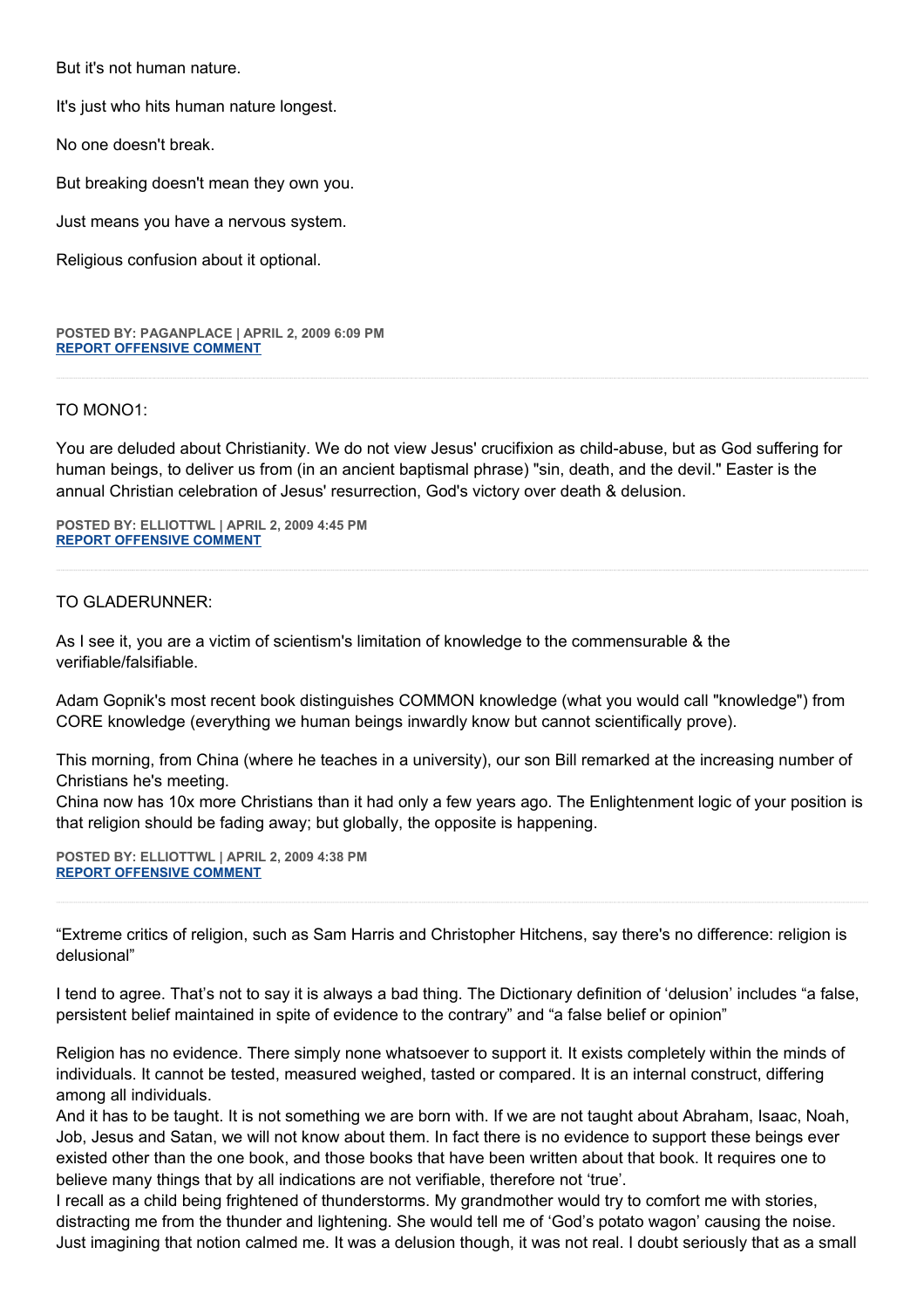But it's not human nature.

It's just who hits human nature longest.

No one doesn't break.

But breaking doesn't mean they own you.

Just means you have a nervous system.

Religious confusion about it optional.

**POSTED BY: PAGANPLACE | APRIL 2, 2009 6:09 PM**
**REPORT OFFENSIVE COMMENT**

---

TO MONO1:

You are deluded about Christianity. We do not view Jesus' crucifixion as child-abuse, but as God suffering for human beings, to deliver us from (in an ancient baptismal phrase) "sin, death, and the devil." Easter is the annual Christian celebration of Jesus' resurrection, God's victory over death & delusion.

**POSTED BY: ELLIOTTWL | APRIL 2, 2009 4:45 PM**
**REPORT OFFENSIVE COMMENT**

---

TO GLADERUNNER:

As I see it, you are a victim of scientism's limitation of knowledge to the commensurable & the verifiable/falsifiable.

Adam Gopnik's most recent book distinguishes COMMON knowledge (what you would call "knowledge") from CORE knowledge (everything we human beings inwardly know but cannot scientifically prove).

This morning, from China (where he teaches in a university), our son Bill remarked at the increasing number of Christians he's meeting.
China now has 10x more Christians than it had only a few years ago. The Enlightenment logic of your position is that religion should be fading away; but globally, the opposite is happening.

**POSTED BY: ELLIOTTWL | APRIL 2, 2009 4:38 PM**
**REPORT OFFENSIVE COMMENT**

---

"Extreme critics of religion, such as Sam Harris and Christopher Hitchens, say there's no difference: religion is delusional"

I tend to agree. That's not to say it is always a bad thing. The Dictionary definition of 'delusion' includes "a false, persistent belief maintained in spite of evidence to the contrary" and "a false belief or opinion"

Religion has no evidence. There simply none whatsoever to support it. It exists completely within the minds of individuals. It cannot be tested, measured weighed, tasted or compared. It is an internal construct, differing among all individuals.
And it has to be taught. It is not something we are born with. If we are not taught about Abraham, Isaac, Noah, Job, Jesus and Satan, we will not know about them. In fact there is no evidence to support these beings ever existed other than the one book, and those books that have been written about that book. It requires one to believe many things that by all indications are not verifiable, therefore not 'true'.
I recall as a child being frightened of thunderstorms. My grandmother would try to comfort me with stories, distracting me from the thunder and lightening. She would tell me of 'God's potato wagon' causing the noise. Just imagining that notion calmed me. It was a delusion though, it was not real. I doubt seriously that as a small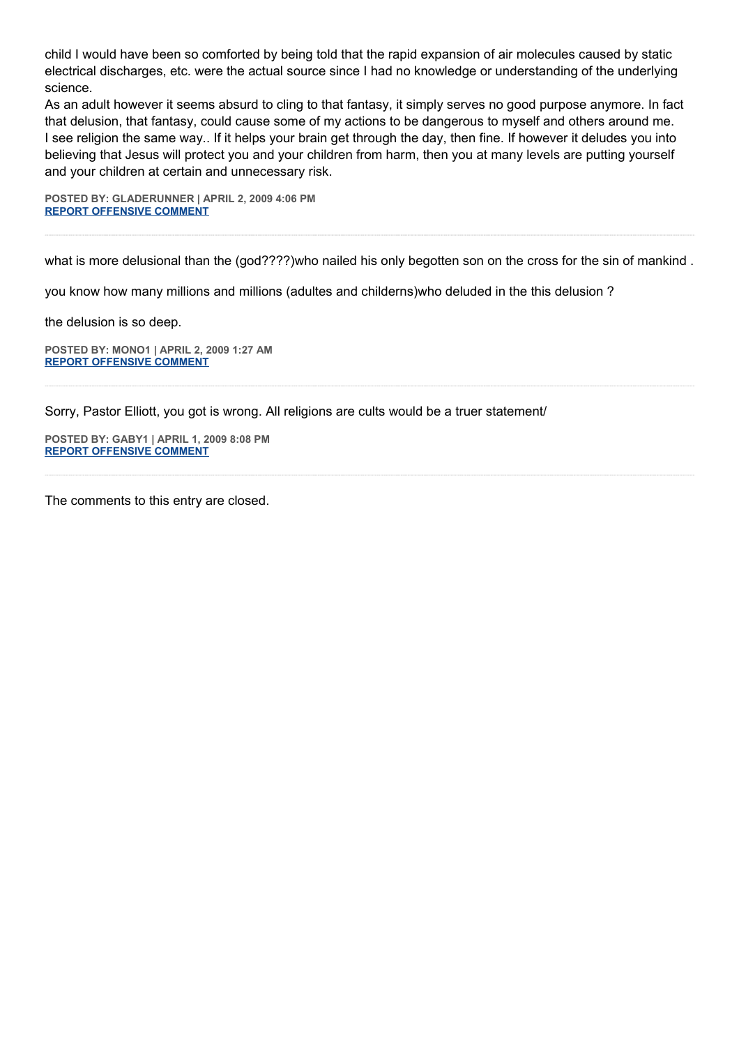child I would have been so comforted by being told that the rapid expansion of air molecules caused by static electrical discharges, etc. were the actual source since I had no knowledge or understanding of the underlying science.
As an adult however it seems absurd to cling to that fantasy, it simply serves no good purpose anymore. In fact that delusion, that fantasy, could cause some of my actions to be dangerous to myself and others around me.
I see religion the same way.. If it helps your brain get through the day, then fine. If however it deludes you into believing that Jesus will protect you and your children from harm, then you at many levels are putting yourself and your children at certain and unnecessary risk.

**POSTED BY: GLADERUNNER | APRIL 2, 2009 4:06 PM**
**REPORT OFFENSIVE COMMENT**

---

what is more delusional than the (god????)who nailed his only begotten son on the cross for the sin of mankind .

you know how many millions and millions (adultes and childerns)who deluded in the this delusion ?

the delusion is so deep.

**POSTED BY: MONO1 | APRIL 2, 2009 1:27 AM**
**REPORT OFFENSIVE COMMENT**

---

Sorry, Pastor Elliott, you got is wrong. All religions are cults would be a truer statement/

**POSTED BY: GABY1 | APRIL 1, 2009 8:08 PM**
**REPORT OFFENSIVE COMMENT**

---

The comments to this entry are closed.